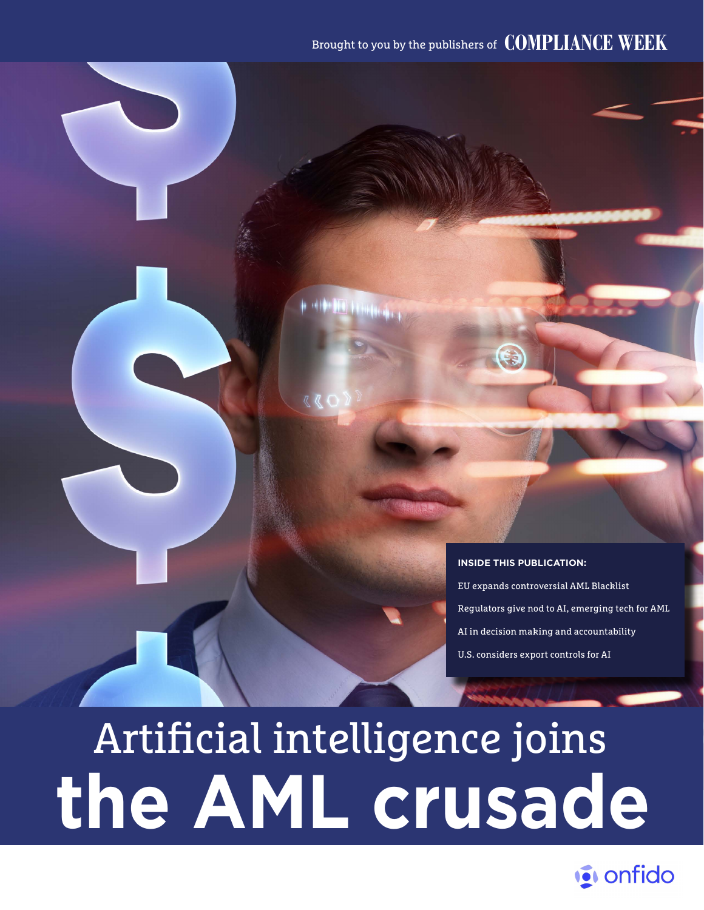Brought to you by the publishers of COMPLIANCE WEEK

**INSIDE THIS PUBLICATION:**

- EU expands controversial AML Blacklist
- Regulators give nod to AI, emerging tech for AML
- AI in decision making and accountability
- U.S. considers export controls for AI

# Artificial intelligence joins the AML crusade

onfido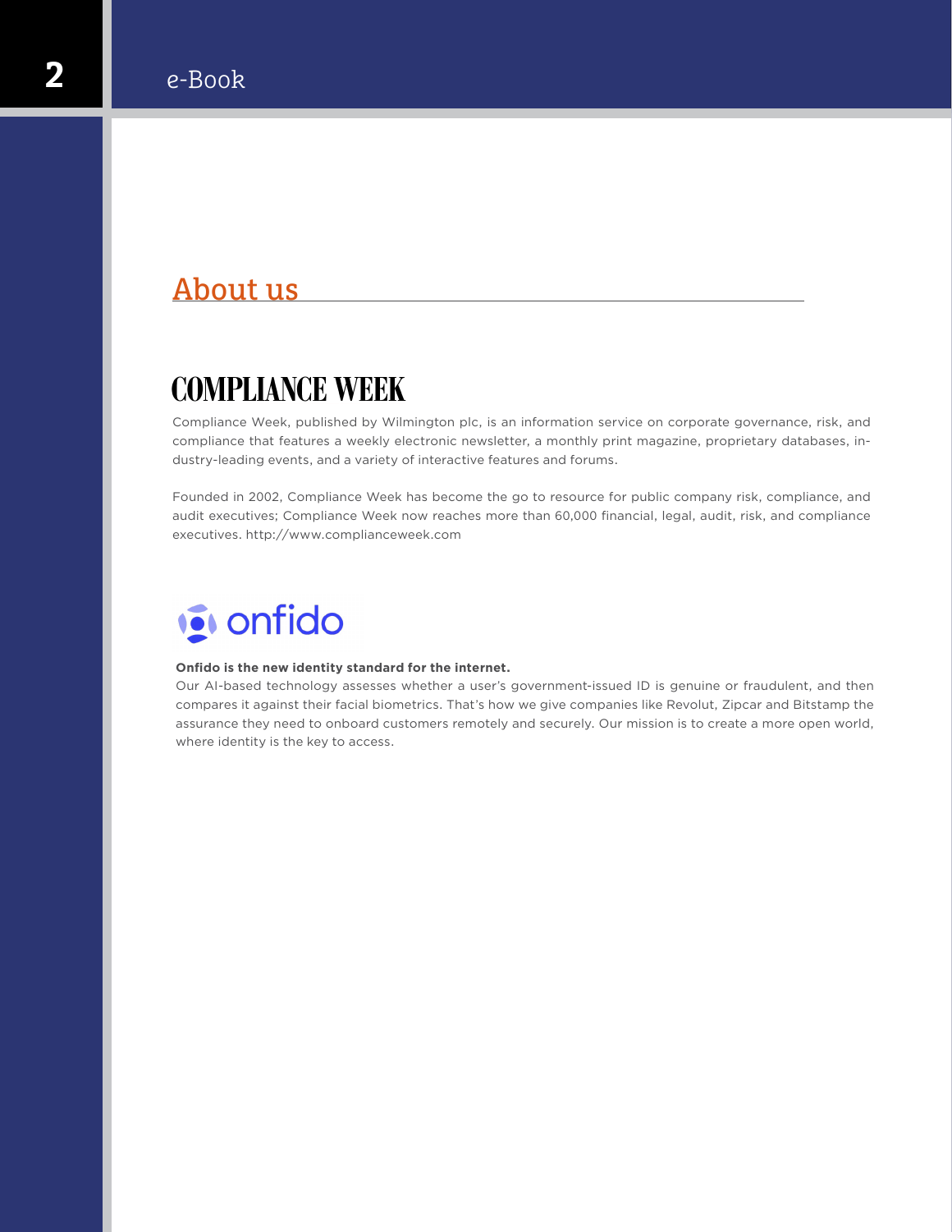## About us

### COMPLIANCE WEEK

Compliance Week, published by Wilmington plc, is an information service on corporate governance, risk, and compliance that features a weekly electronic newsletter, a monthly print magazine, proprietary databases, industry-leading events, and a variety of interactive features and forums.

Founded in 2002, Compliance Week has become the go to resource for public company risk, compliance, and audit executives; Compliance Week now reaches more than 60,000 financial, legal, audit, risk, and compliance executives. http://www.complianceweek.com

### onfido

**Onfido is the new identity standard for the internet.**
Our AI-based technology assesses whether a user's government-issued ID is genuine or fraudulent, and then compares it against their facial biometrics. That's how we give companies like Revolut, Zipcar and Bitstamp the assurance they need to onboard customers remotely and securely. Our mission is to create a more open world, where identity is the key to access.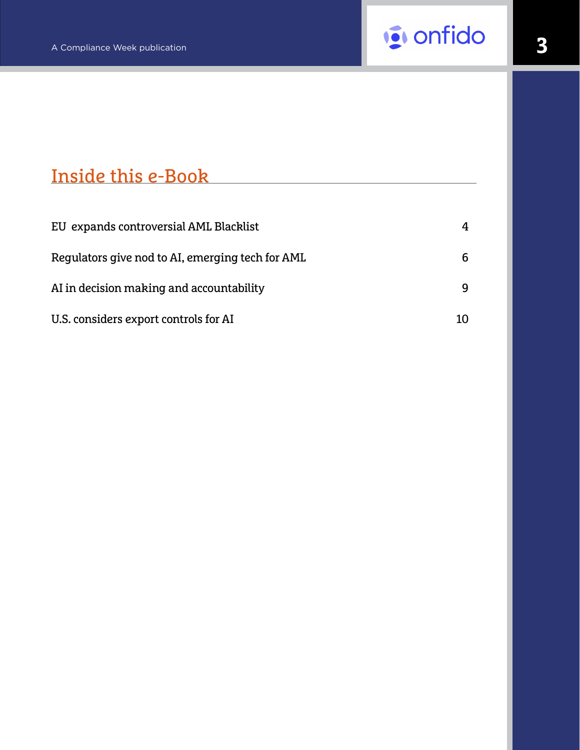# Inside this e-Book

| | |
|---|---|
| EU expands controversial AML Blacklist | 4 |
| Regulators give nod to AI, emerging tech for AML | 6 |
| AI in decision making and accountability | 9 |
| U.S. considers export controls for AI | 10 |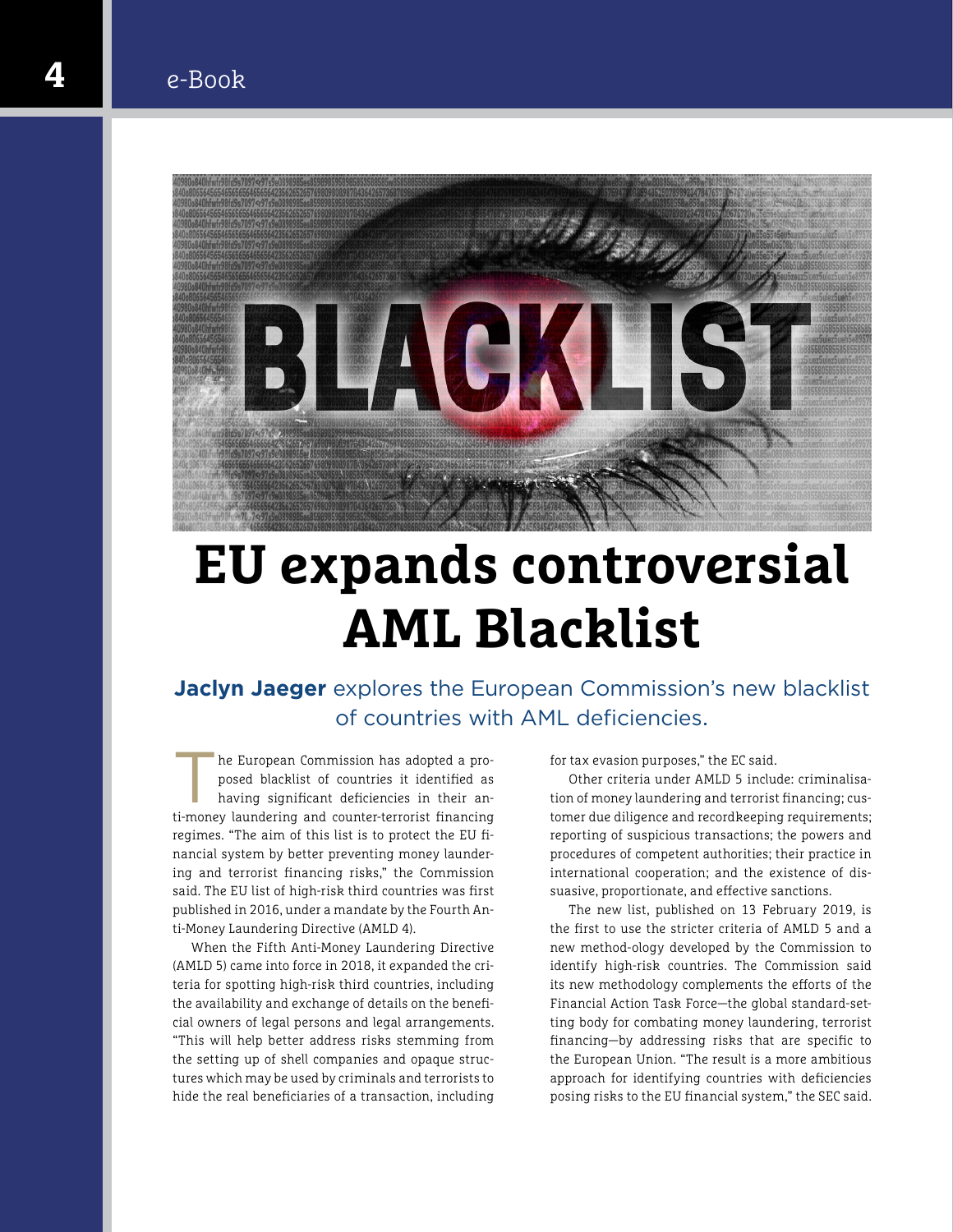# EU expands controversial AML Blacklist

**Jaclyn Jaeger** explores the European Commission's new blacklist of countries with AML deficiencies.

The European Commission has adopted a proposed blacklist of countries it identified as having significant deficiencies in their anti-money laundering and counter-terrorist financing regimes. "The aim of this list is to protect the EU financial system by better preventing money laundering and terrorist financing risks," the Commission said. The EU list of high-risk third countries was first published in 2016, under a mandate by the Fourth Anti-Money Laundering Directive (AMLD 4).

When the Fifth Anti-Money Laundering Directive (AMLD 5) came into force in 2018, it expanded the criteria for spotting high-risk third countries, including the availability and exchange of details on the beneficial owners of legal persons and legal arrangements. "This will help better address risks stemming from the setting up of shell companies and opaque structures which may be used by criminals and terrorists to hide the real beneficiaries of a transaction, including for tax evasion purposes," the EC said.

Other criteria under AMLD 5 include: criminalisation of money laundering and terrorist financing; customer due diligence and recordkeeping requirements; reporting of suspicious transactions; the powers and procedures of competent authorities; their practice in international cooperation; and the existence of dissuasive, proportionate, and effective sanctions.

The new list, published on 13 February 2019, is the first to use the stricter criteria of AMLD 5 and a new method-ology developed by the Commission to identify high-risk countries. The Commission said its new methodology complements the efforts of the Financial Action Task Force—the global standard-setting body for combating money laundering, terrorist financing—by addressing risks that are specific to the European Union. "The result is a more ambitious approach for identifying countries with deficiencies posing risks to the EU financial system," the SEC said.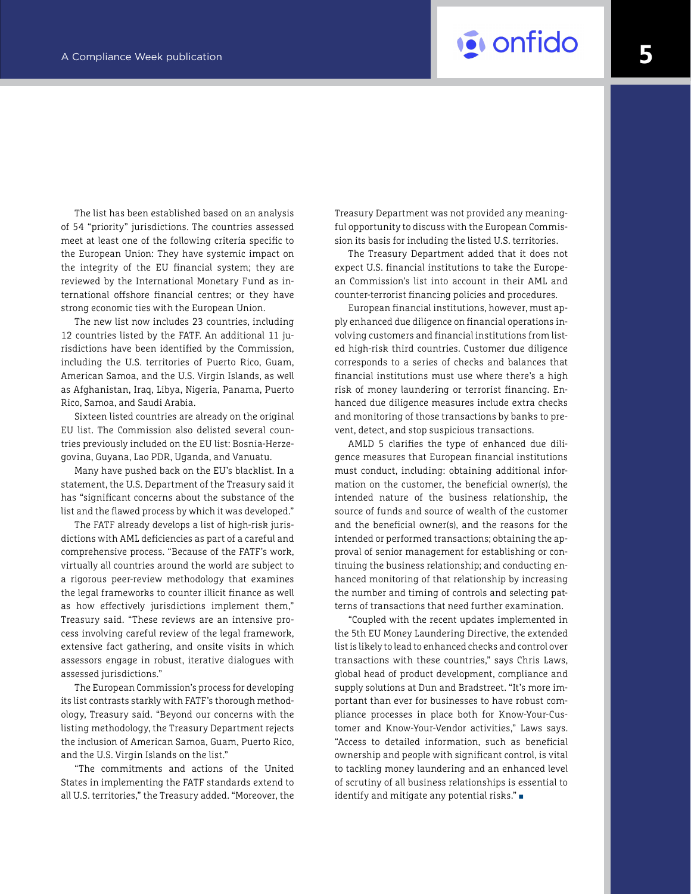The list has been established based on an analysis of 54 "priority" jurisdictions. The countries assessed meet at least one of the following criteria specific to the European Union: They have systemic impact on the integrity of the EU financial system; they are reviewed by the International Monetary Fund as international offshore financial centres; or they have strong economic ties with the European Union.

The new list now includes 23 countries, including 12 countries listed by the FATF. An additional 11 jurisdictions have been identified by the Commission, including the U.S. territories of Puerto Rico, Guam, American Samoa, and the U.S. Virgin Islands, as well as Afghanistan, Iraq, Libya, Nigeria, Panama, Puerto Rico, Samoa, and Saudi Arabia.

Sixteen listed countries are already on the original EU list. The Commission also delisted several countries previously included on the EU list: Bosnia-Herzegovina, Guyana, Lao PDR, Uganda, and Vanuatu.

Many have pushed back on the EU's blacklist. In a statement, the U.S. Department of the Treasury said it has "significant concerns about the substance of the list and the flawed process by which it was developed."

The FATF already develops a list of high-risk jurisdictions with AML deficiencies as part of a careful and comprehensive process. "Because of the FATF's work, virtually all countries around the world are subject to a rigorous peer-review methodology that examines the legal frameworks to counter illicit finance as well as how effectively jurisdictions implement them," Treasury said. "These reviews are an intensive process involving careful review of the legal framework, extensive fact gathering, and onsite visits in which assessors engage in robust, iterative dialogues with assessed jurisdictions."

The European Commission's process for developing its list contrasts starkly with FATF's thorough methodology, Treasury said. "Beyond our concerns with the listing methodology, the Treasury Department rejects the inclusion of American Samoa, Guam, Puerto Rico, and the U.S. Virgin Islands on the list."

"The commitments and actions of the United States in implementing the FATF standards extend to all U.S. territories," the Treasury added. "Moreover, the Treasury Department was not provided any meaningful opportunity to discuss with the European Commission its basis for including the listed U.S. territories.

The Treasury Department added that it does not expect U.S. financial institutions to take the European Commission's list into account in their AML and counter-terrorist financing policies and procedures.

European financial institutions, however, must apply enhanced due diligence on financial operations involving customers and financial institutions from listed high-risk third countries. Customer due diligence corresponds to a series of checks and balances that financial institutions must use where there's a high risk of money laundering or terrorist financing. Enhanced due diligence measures include extra checks and monitoring of those transactions by banks to prevent, detect, and stop suspicious transactions.

AMLD 5 clarifies the type of enhanced due diligence measures that European financial institutions must conduct, including: obtaining additional information on the customer, the beneficial owner(s), the intended nature of the business relationship, the source of funds and source of wealth of the customer and the beneficial owner(s), and the reasons for the intended or performed transactions; obtaining the approval of senior management for establishing or continuing the business relationship; and conducting enhanced monitoring of that relationship by increasing the number and timing of controls and selecting patterns of transactions that need further examination.

"Coupled with the recent updates implemented in the 5th EU Money Laundering Directive, the extended list is likely to lead to enhanced checks and control over transactions with these countries," says Chris Laws, global head of product development, compliance and supply solutions at Dun and Bradstreet. "It's more important than ever for businesses to have robust compliance processes in place both for Know-Your-Customer and Know-Your-Vendor activities," Laws says. "Access to detailed information, such as beneficial ownership and people with significant control, is vital to tackling money laundering and an enhanced level of scrutiny of all business relationships is essential to identify and mitigate any potential risks." ■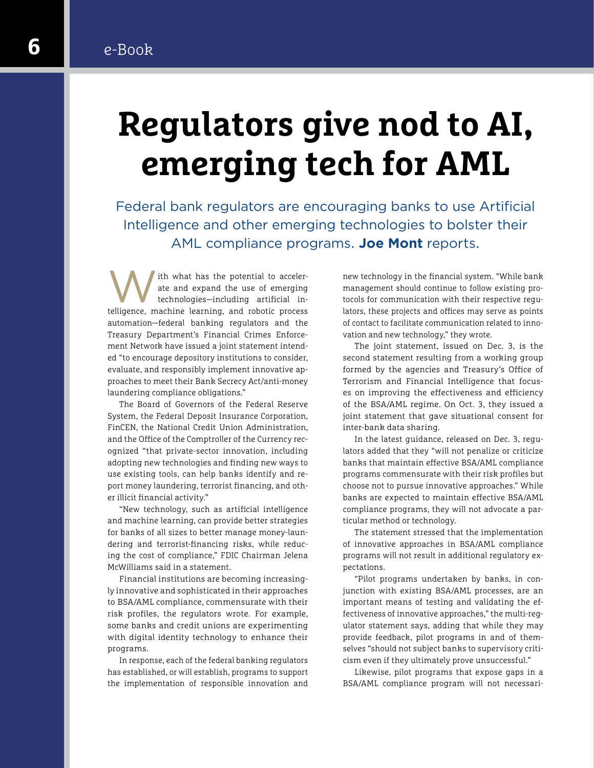# Regulators give nod to AI, emerging tech for AML

Federal bank regulators are encouraging banks to use Artificial Intelligence and other emerging technologies to bolster their AML compliance programs. **Joe Mont** reports.

With what has the potential to accelerate and expand the use of emerging technologies—including artificial intelligence, machine learning, and robotic process automation—federal banking regulators and the Treasury Department's Financial Crimes Enforcement Network have issued a joint statement intended "to encourage depository institutions to consider, evaluate, and responsibly implement innovative approaches to meet their Bank Secrecy Act/anti-money laundering compliance obligations."

The Board of Governors of the Federal Reserve System, the Federal Deposit Insurance Corporation, FinCEN, the National Credit Union Administration, and the Office of the Comptroller of the Currency recognized "that private-sector innovation, including adopting new technologies and finding new ways to use existing tools, can help banks identify and report money laundering, terrorist financing, and other illicit financial activity."

"New technology, such as artificial intelligence and machine learning, can provide better strategies for banks of all sizes to better manage money-laundering and terrorist-financing risks, while reducing the cost of compliance," FDIC Chairman Jelena McWilliams said in a statement.

Financial institutions are becoming increasingly innovative and sophisticated in their approaches to BSA/AML compliance, commensurate with their risk profiles, the regulators wrote. For example, some banks and credit unions are experimenting with digital identity technology to enhance their programs.

In response, each of the federal banking regulators has established, or will establish, programs to support the implementation of responsible innovation and new technology in the financial system. "While bank management should continue to follow existing protocols for communication with their respective regulators, these projects and offices may serve as points of contact to facilitate communication related to innovation and new technology," they wrote.

The joint statement, issued on Dec. 3, is the second statement resulting from a working group formed by the agencies and Treasury's Office of Terrorism and Financial Intelligence that focuses on improving the effectiveness and efficiency of the BSA/AML regime. On Oct. 3, they issued a joint statement that gave situational consent for inter-bank data sharing.

In the latest guidance, released on Dec. 3, regulators added that they "will not penalize or criticize banks that maintain effective BSA/AML compliance programs commensurate with their risk profiles but choose not to pursue innovative approaches." While banks are expected to maintain effective BSA/AML compliance programs, they will not advocate a particular method or technology.

The statement stressed that the implementation of innovative approaches in BSA/AML compliance programs will not result in additional regulatory expectations.

"Pilot programs undertaken by banks, in conjunction with existing BSA/AML processes, are an important means of testing and validating the effectiveness of innovative approaches," the multi-regulator statement says, adding that while they may provide feedback, pilot programs in and of themselves "should not subject banks to supervisory criticism even if they ultimately prove unsuccessful."

Likewise, pilot programs that expose gaps in a BSA/AML compliance program will not necessari-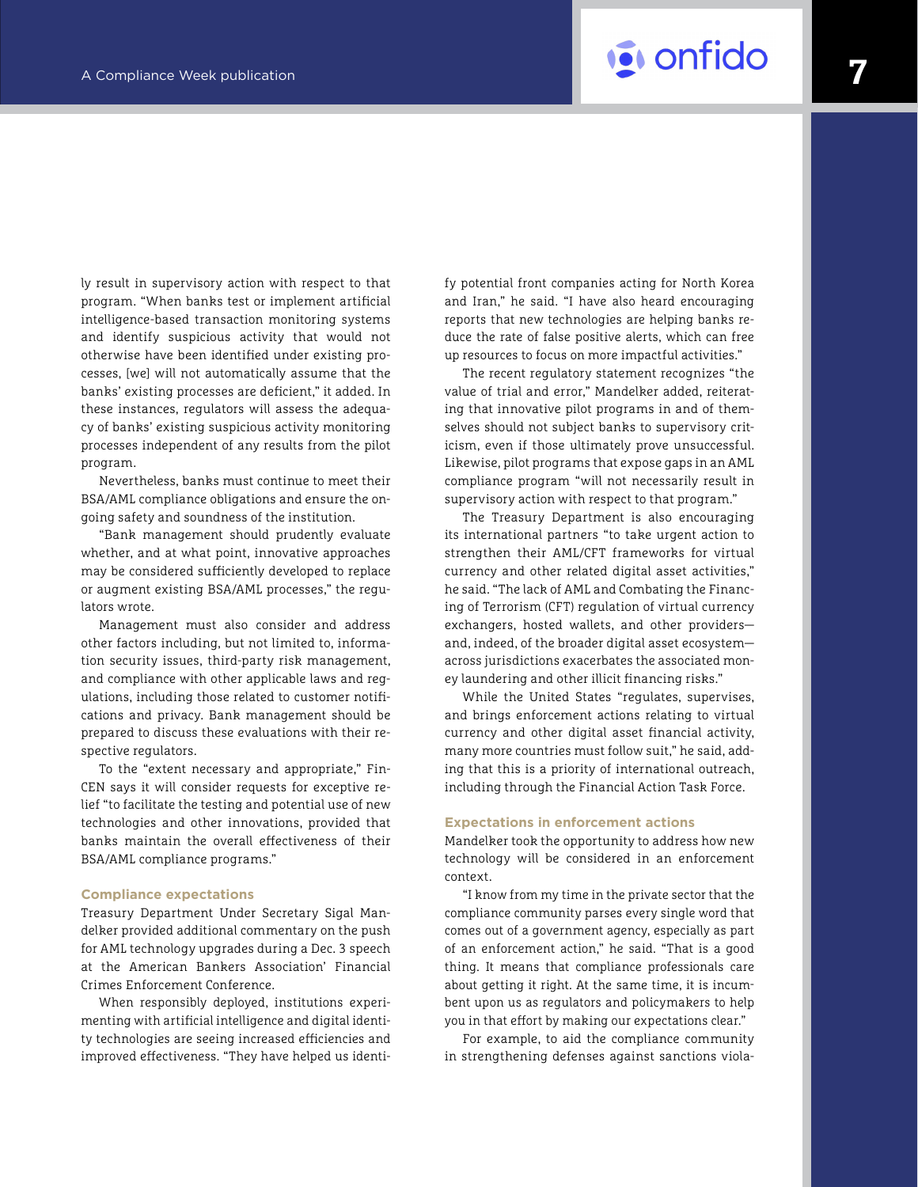ly result in supervisory action with respect to that program. "When banks test or implement artificial intelligence-based transaction monitoring systems and identify suspicious activity that would not otherwise have been identified under existing processes, [we] will not automatically assume that the banks' existing processes are deficient," it added. In these instances, regulators will assess the adequacy of banks' existing suspicious activity monitoring processes independent of any results from the pilot program.

Nevertheless, banks must continue to meet their BSA/AML compliance obligations and ensure the ongoing safety and soundness of the institution.

"Bank management should prudently evaluate whether, and at what point, innovative approaches may be considered sufficiently developed to replace or augment existing BSA/AML processes," the regulators wrote.

Management must also consider and address other factors including, but not limited to, information security issues, third-party risk management, and compliance with other applicable laws and regulations, including those related to customer notifications and privacy. Bank management should be prepared to discuss these evaluations with their respective regulators.

To the "extent necessary and appropriate," FinCEN says it will consider requests for exceptive relief "to facilitate the testing and potential use of new technologies and other innovations, provided that banks maintain the overall effectiveness of their BSA/AML compliance programs."

### Compliance expectations

Treasury Department Under Secretary Sigal Mandelker provided additional commentary on the push for AML technology upgrades during a Dec. 3 speech at the American Bankers Association' Financial Crimes Enforcement Conference.

When responsibly deployed, institutions experimenting with artificial intelligence and digital identity technologies are seeing increased efficiencies and improved effectiveness. "They have helped us identify potential front companies acting for North Korea and Iran," he said. "I have also heard encouraging reports that new technologies are helping banks reduce the rate of false positive alerts, which can free up resources to focus on more impactful activities."

The recent regulatory statement recognizes "the value of trial and error," Mandelker added, reiterating that innovative pilot programs in and of themselves should not subject banks to supervisory criticism, even if those ultimately prove unsuccessful. Likewise, pilot programs that expose gaps in an AML compliance program "will not necessarily result in supervisory action with respect to that program."

The Treasury Department is also encouraging its international partners "to take urgent action to strengthen their AML/CFT frameworks for virtual currency and other related digital asset activities," he said. "The lack of AML and Combating the Financing of Terrorism (CFT) regulation of virtual currency exchangers, hosted wallets, and other providers—and, indeed, of the broader digital asset ecosystem—across jurisdictions exacerbates the associated money laundering and other illicit financing risks."

While the United States "regulates, supervises, and brings enforcement actions relating to virtual currency and other digital asset financial activity, many more countries must follow suit," he said, adding that this is a priority of international outreach, including through the Financial Action Task Force.

### Expectations in enforcement actions

Mandelker took the opportunity to address how new technology will be considered in an enforcement context.

"I know from my time in the private sector that the compliance community parses every single word that comes out of a government agency, especially as part of an enforcement action," he said. "That is a good thing. It means that compliance professionals care about getting it right. At the same time, it is incumbent upon us as regulators and policymakers to help you in that effort by making our expectations clear."

For example, to aid the compliance community in strengthening defenses against sanctions viola-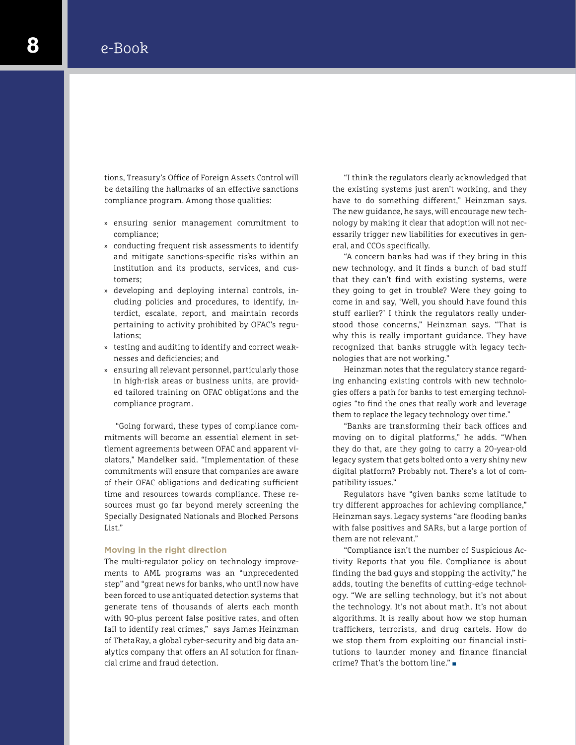tions, Treasury's Office of Foreign Assets Control will be detailing the hallmarks of an effective sanctions compliance program. Among those qualities:

- ensuring senior management commitment to compliance;
- conducting frequent risk assessments to identify and mitigate sanctions-specific risks within an institution and its products, services, and customers;
- developing and deploying internal controls, including policies and procedures, to identify, interdict, escalate, report, and maintain records pertaining to activity prohibited by OFAC's regulations;
- testing and auditing to identify and correct weaknesses and deficiencies; and
- ensuring all relevant personnel, particularly those in high-risk areas or business units, are provided tailored training on OFAC obligations and the compliance program.

"Going forward, these types of compliance commitments will become an essential element in settlement agreements between OFAC and apparent violators," Mandelker said. "Implementation of these commitments will ensure that companies are aware of their OFAC obligations and dedicating sufficient time and resources towards compliance. These resources must go far beyond merely screening the Specially Designated Nationals and Blocked Persons List."

## Moving in the right direction

The multi-regulator policy on technology improvements to AML programs was an "unprecedented step" and "great news for banks, who until now have been forced to use antiquated detection systems that generate tens of thousands of alerts each month with 90-plus percent false positive rates, and often fail to identify real crimes," says James Heinzman of ThetaRay, a global cyber-security and big data analytics company that offers an AI solution for financial crime and fraud detection.

"I think the regulators clearly acknowledged that the existing systems just aren't working, and they have to do something different," Heinzman says. The new guidance, he says, will encourage new technology by making it clear that adoption will not necessarily trigger new liabilities for executives in general, and CCOs specifically.

"A concern banks had was if they bring in this new technology, and it finds a bunch of bad stuff that they can't find with existing systems, were they going to get in trouble? Were they going to come in and say, 'Well, you should have found this stuff earlier?' I think the regulators really understood those concerns," Heinzman says. "That is why this is really important guidance. They have recognized that banks struggle with legacy technologies that are not working."

Heinzman notes that the regulatory stance regarding enhancing existing controls with new technologies offers a path for banks to test emerging technologies "to find the ones that really work and leverage them to replace the legacy technology over time."

"Banks are transforming their back offices and moving on to digital platforms," he adds. "When they do that, are they going to carry a 20-year-old legacy system that gets bolted onto a very shiny new digital platform? Probably not. There's a lot of compatibility issues."

Regulators have "given banks some latitude to try different approaches for achieving compliance," Heinzman says. Legacy systems "are flooding banks with false positives and SARs, but a large portion of them are not relevant."

"Compliance isn't the number of Suspicious Activity Reports that you file. Compliance is about finding the bad guys and stopping the activity," he adds, touting the benefits of cutting-edge technology. "We are selling technology, but it's not about the technology. It's not about math. It's not about algorithms. It is really about how we stop human traffickers, terrorists, and drug cartels. How do we stop them from exploiting our financial institutions to launder money and finance financial crime? That's the bottom line." ■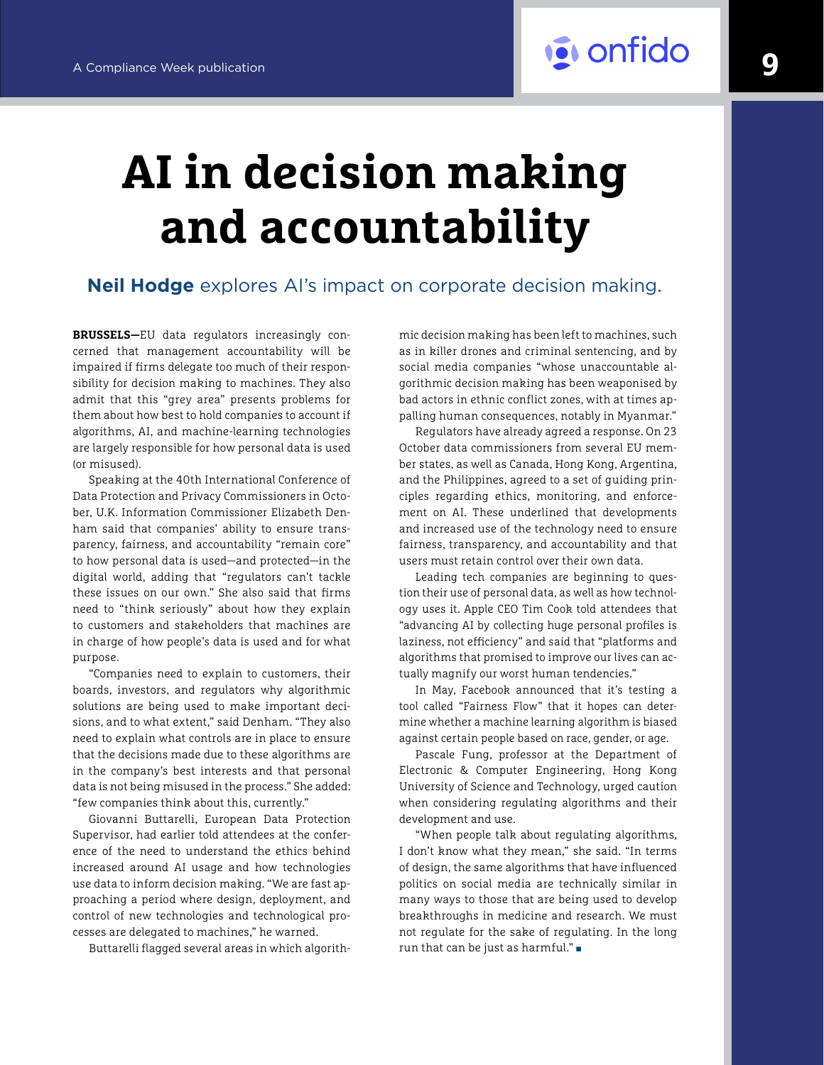# AI in decision making and accountability

**Neil Hodge** explores AI's impact on corporate decision making.

**BRUSSELS—**EU data regulators increasingly concerned that management accountability will be impaired if firms delegate too much of their responsibility for decision making to machines. They also admit that this "grey area" presents problems for them about how best to hold companies to account if algorithms, AI, and machine-learning technologies are largely responsible for how personal data is used (or misused).

Speaking at the 40th International Conference of Data Protection and Privacy Commissioners in October, U.K. Information Commissioner Elizabeth Denham said that companies' ability to ensure transparency, fairness, and accountability "remain core" to how personal data is used—and protected—in the digital world, adding that "regulators can't tackle these issues on our own." She also said that firms need to "think seriously" about how they explain to customers and stakeholders that machines are in charge of how people's data is used and for what purpose.

"Companies need to explain to customers, their boards, investors, and regulators why algorithmic solutions are being used to make important decisions, and to what extent," said Denham. "They also need to explain what controls are in place to ensure that the decisions made due to these algorithms are in the company's best interests and that personal data is not being misused in the process." She added: "few companies think about this, currently."

Giovanni Buttarelli, European Data Protection Supervisor, had earlier told attendees at the conference of the need to understand the ethics behind increased around AI usage and how technologies use data to inform decision making. "We are fast approaching a period where design, deployment, and control of new technologies and technological processes are delegated to machines," he warned.

Buttarelli flagged several areas in which algorithmic decision making has been left to machines, such as in killer drones and criminal sentencing, and by social media companies "whose unaccountable algorithmic decision making has been weaponised by bad actors in ethnic conflict zones, with at times appalling human consequences, notably in Myanmar."

Regulators have already agreed a response. On 23 October data commissioners from several EU member states, as well as Canada, Hong Kong, Argentina, and the Philippines, agreed to a set of guiding principles regarding ethics, monitoring, and enforcement on AI. These underlined that developments and increased use of the technology need to ensure fairness, transparency, and accountability and that users must retain control over their own data.

Leading tech companies are beginning to question their use of personal data, as well as how technology uses it. Apple CEO Tim Cook told attendees that "advancing AI by collecting huge personal profiles is laziness, not efficiency" and said that "platforms and algorithms that promised to improve our lives can actually magnify our worst human tendencies."

In May, Facebook announced that it's testing a tool called "Fairness Flow" that it hopes can determine whether a machine learning algorithm is biased against certain people based on race, gender, or age.

Pascale Fung, professor at the Department of Electronic & Computer Engineering, Hong Kong University of Science and Technology, urged caution when considering regulating algorithms and their development and use.

"When people talk about regulating algorithms, I don't know what they mean," she said. "In terms of design, the same algorithms that have influenced politics on social media are technically similar in many ways to those that are being used to develop breakthroughs in medicine and research. We must not regulate for the sake of regulating. In the long run that can be just as harmful." ■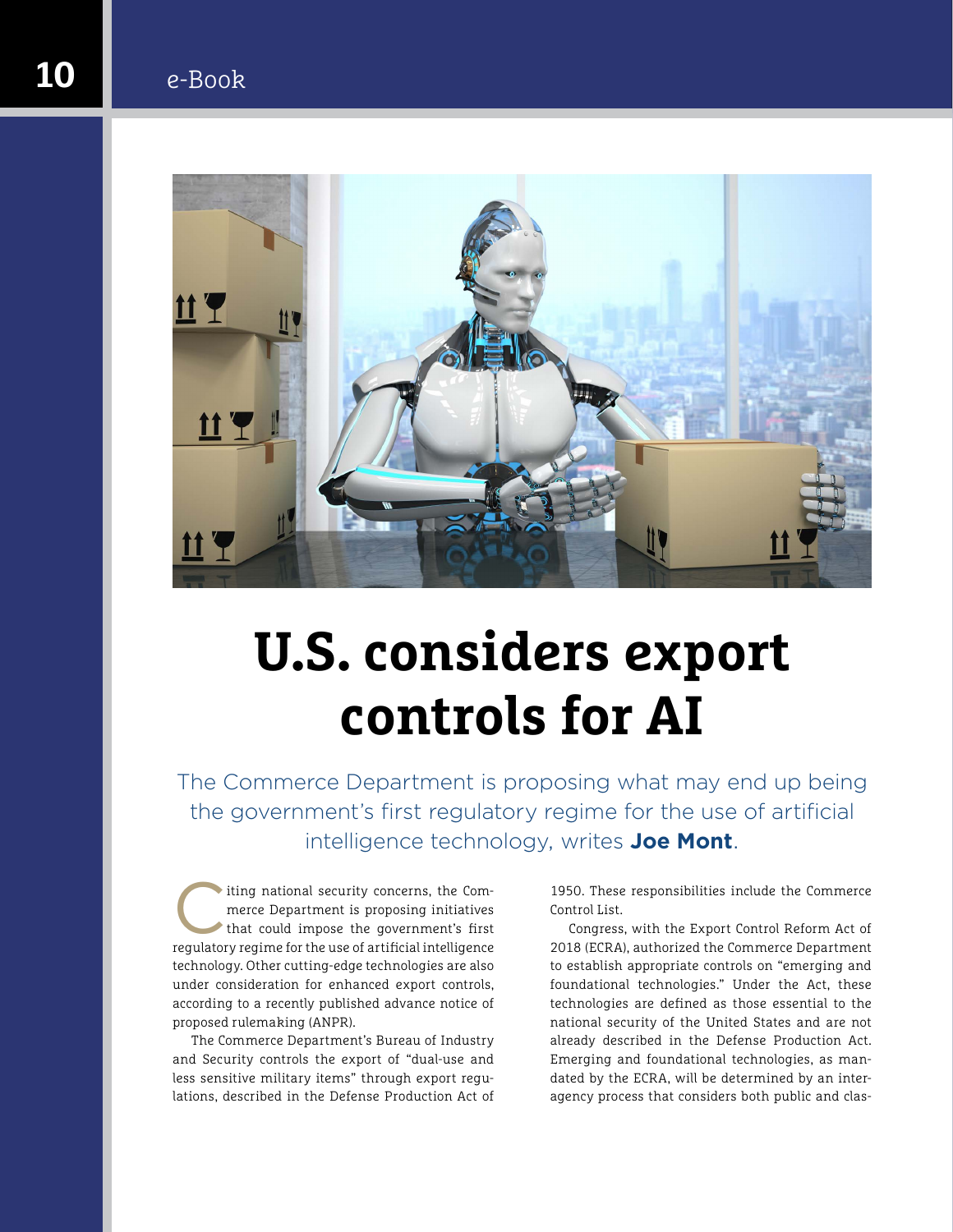# U.S. considers export controls for AI

The Commerce Department is proposing what may end up being the government's first regulatory regime for the use of artificial intelligence technology, writes **Joe Mont**.

Citing national security concerns, the Commerce Department is proposing initiatives that could impose the government's first regulatory regime for the use of artificial intelligence technology. Other cutting-edge technologies are also under consideration for enhanced export controls, according to a recently published advance notice of proposed rulemaking (ANPR).

The Commerce Department's Bureau of Industry and Security controls the export of "dual-use and less sensitive military items" through export regulations, described in the Defense Production Act of 1950. These responsibilities include the Commerce Control List.

Congress, with the Export Control Reform Act of 2018 (ECRA), authorized the Commerce Department to establish appropriate controls on "emerging and foundational technologies." Under the Act, these technologies are defined as those essential to the national security of the United States and are not already described in the Defense Production Act. Emerging and foundational technologies, as mandated by the ECRA, will be determined by an interagency process that considers both public and clas-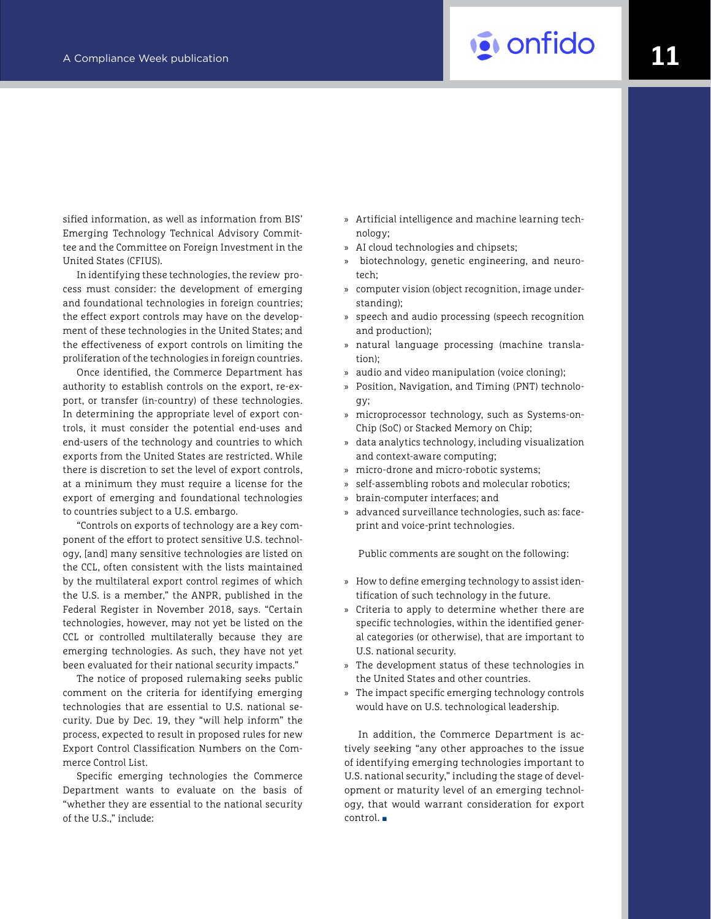sified information, as well as information from BIS' Emerging Technology Technical Advisory Committee and the Committee on Foreign Investment in the United States (CFIUS).

In identifying these technologies, the review process must consider: the development of emerging and foundational technologies in foreign countries; the effect export controls may have on the development of these technologies in the United States; and the effectiveness of export controls on limiting the proliferation of the technologies in foreign countries.

Once identified, the Commerce Department has authority to establish controls on the export, re-export, or transfer (in-country) of these technologies. In determining the appropriate level of export controls, it must consider the potential end-uses and end-users of the technology and countries to which exports from the United States are restricted. While there is discretion to set the level of export controls, at a minimum they must require a license for the export of emerging and foundational technologies to countries subject to a U.S. embargo.

"Controls on exports of technology are a key component of the effort to protect sensitive U.S. technology, [and] many sensitive technologies are listed on the CCL, often consistent with the lists maintained by the multilateral export control regimes of which the U.S. is a member," the ANPR, published in the Federal Register in November 2018, says. "Certain technologies, however, may not yet be listed on the CCL or controlled multilaterally because they are emerging technologies. As such, they have not yet been evaluated for their national security impacts."

The notice of proposed rulemaking seeks public comment on the criteria for identifying emerging technologies that are essential to U.S. national security. Due by Dec. 19, they "will help inform" the process, expected to result in proposed rules for new Export Control Classification Numbers on the Commerce Control List.

Specific emerging technologies the Commerce Department wants to evaluate on the basis of "whether they are essential to the national security of the U.S.," include:

- Artificial intelligence and machine learning technology;
- AI cloud technologies and chipsets;
- biotechnology, genetic engineering, and neurotech;
- computer vision (object recognition, image understanding);
- speech and audio processing (speech recognition and production);
- natural language processing (machine translation);
- audio and video manipulation (voice cloning);
- Position, Navigation, and Timing (PNT) technology;
- microprocessor technology, such as Systems-on-Chip (SoC) or Stacked Memory on Chip;
- data analytics technology, including visualization and context-aware computing;
- micro-drone and micro-robotic systems;
- self-assembling robots and molecular robotics;
- brain-computer interfaces; and
- advanced surveillance technologies, such as: faceprint and voice-print technologies.

Public comments are sought on the following:

- How to define emerging technology to assist identification of such technology in the future.
- Criteria to apply to determine whether there are specific technologies, within the identified general categories (or otherwise), that are important to U.S. national security.
- The development status of these technologies in the United States and other countries.
- The impact specific emerging technology controls would have on U.S. technological leadership.

In addition, the Commerce Department is actively seeking "any other approaches to the issue of identifying emerging technologies important to U.S. national security," including the stage of development or maturity level of an emerging technology, that would warrant consideration for export control. ■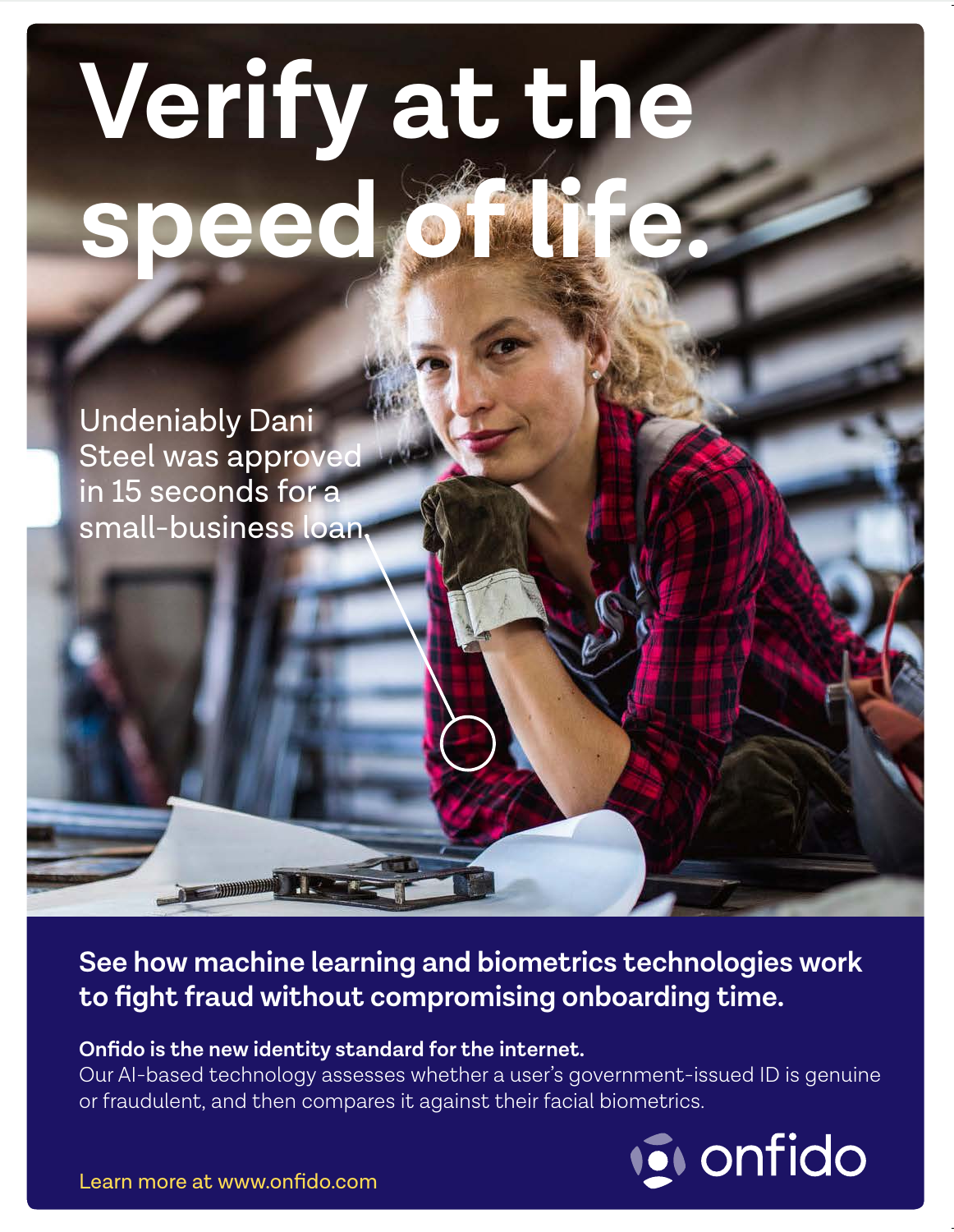# Verify at the speed of life.

Undeniably Dani Steel was approved in 15 seconds for a small-business loan.

**See how machine learning and biometrics technologies work to fight fraud without compromising onboarding time.**

**Onfido is the new identity standard for the internet.**
Our AI-based technology assesses whether a user's government-issued ID is genuine or fraudulent, and then compares it against their facial biometrics.

onfido

Learn more at www.onfido.com